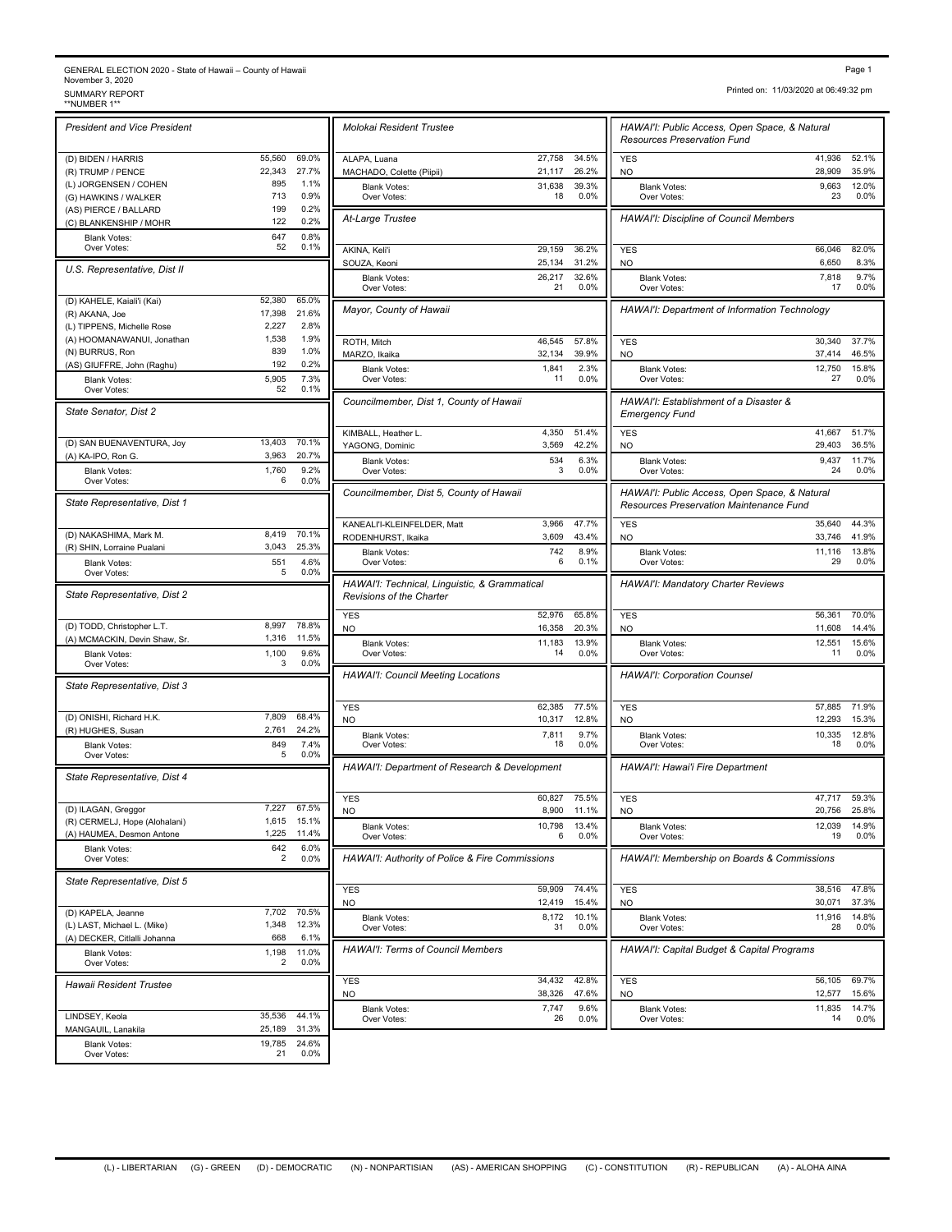GENERAL ELECTION 2020 - State of Hawaii – County of Hawaii
November 3, 2020
SUMMARY REPORT
**NUMBER 1**

Printed on: 11/03/2020 at 06:49:32 pm

### President and Vice President

| Candidate | Votes | % |
|---|---|---|
| (D) BIDEN / HARRIS | 55,560 | 69.0% |
| (R) TRUMP / PENCE | 22,343 | 27.7% |
| (L) JORGENSEN / COHEN | 895 | 1.1% |
| (G) HAWKINS / WALKER | 713 | 0.9% |
| (AS) PIERCE / BALLARD | 199 | 0.2% |
| (C) BLANKENSHIP / MOHR | 122 | 0.2% |
| Blank Votes: | 647 | 0.8% |
| Over Votes: | 52 | 0.1% |

### U.S. Representative, Dist II

| Candidate | Votes | % |
|---|---|---|
| (D) KAHELE, Kaiali'i (Kai) | 52,380 | 65.0% |
| (R) AKANA, Joe | 17,398 | 21.6% |
| (L) TIPPENS, Michelle Rose | 2,227 | 2.8% |
| (A) HOOMANAWANUI, Jonathan | 1,538 | 1.9% |
| (N) BURRUS, Ron | 839 | 1.0% |
| (AS) GIUFFRE, John (Raghu) | 192 | 0.2% |
| Blank Votes: | 5,905 | 7.3% |
| Over Votes: | 52 | 0.1% |

### State Senator, Dist 2

| Candidate | Votes | % |
|---|---|---|
| (D) SAN BUENAVENTURA, Joy | 13,403 | 70.1% |
| (A) KA-IPO, Ron G. | 3,963 | 20.7% |
| Blank Votes: | 1,760 | 9.2% |
| Over Votes: | 6 | 0.0% |

### State Representative, Dist 1

| Candidate | Votes | % |
|---|---|---|
| (D) NAKASHIMA, Mark M. | 8,419 | 70.1% |
| (R) SHIN, Lorraine Pualani | 3,043 | 25.3% |
| Blank Votes: | 551 | 4.6% |
| Over Votes: | 5 | 0.0% |

### State Representative, Dist 2

| Candidate | Votes | % |
|---|---|---|
| (D) TODD, Christopher L.T. | 8,997 | 78.8% |
| (A) MCMACKIN, Devin Shaw, Sr. | 1,316 | 11.5% |
| Blank Votes: | 1,100 | 9.6% |
| Over Votes: | 3 | 0.0% |

### State Representative, Dist 3

| Candidate | Votes | % |
|---|---|---|
| (D) ONISHI, Richard H.K. | 7,809 | 68.4% |
| (R) HUGHES, Susan | 2,761 | 24.2% |
| Blank Votes: | 849 | 7.4% |
| Over Votes: | 5 | 0.0% |

### State Representative, Dist 4

| Candidate | Votes | % |
|---|---|---|
| (D) ILAGAN, Greggor | 7,227 | 67.5% |
| (R) CERMELJ, Hope (Alohalani) | 1,615 | 15.1% |
| (A) HAUMEA, Desmon Antone | 1,225 | 11.4% |
| Blank Votes: | 642 | 6.0% |
| Over Votes: | 2 | 0.0% |

### State Representative, Dist 5

| Candidate | Votes | % |
|---|---|---|
| (D) KAPELA, Jeanne | 7,702 | 70.5% |
| (L) LAST, Michael L. (Mike) | 1,348 | 12.3% |
| (A) DECKER, Citlalli Johanna | 668 | 6.1% |
| Blank Votes: | 1,198 | 11.0% |
| Over Votes: | 2 | 0.0% |

### Hawaii Resident Trustee

| Candidate | Votes | % |
|---|---|---|
| LINDSEY, Keola | 35,536 | 44.1% |
| MANGAUIL, Lanakila | 25,189 | 31.3% |
| Blank Votes: | 19,785 | 24.6% |
| Over Votes: | 21 | 0.0% |

### Molokai Resident Trustee

| Candidate | Votes | % |
|---|---|---|
| ALAPA, Luana | 27,758 | 34.5% |
| MACHADO, Colette (Piipii) | 21,117 | 26.2% |
| Blank Votes: | 31,638 | 39.3% |
| Over Votes: | 18 | 0.0% |

### At-Large Trustee

| Candidate | Votes | % |
|---|---|---|
| AKINA, Keli'i | 29,159 | 36.2% |
| SOUZA, Keoni | 25,134 | 31.2% |
| Blank Votes: | 26,217 | 32.6% |
| Over Votes: | 21 | 0.0% |

### Mayor, County of Hawaii

| Candidate | Votes | % |
|---|---|---|
| ROTH, Mitch | 46,545 | 57.8% |
| MARZO, Ikaika | 32,134 | 39.9% |
| Blank Votes: | 1,841 | 2.3% |
| Over Votes: | 11 | 0.0% |

### Councilmember, Dist 1, County of Hawaii

| Candidate | Votes | % |
|---|---|---|
| KIMBALL, Heather L. | 4,350 | 51.4% |
| YAGONG, Dominic | 3,569 | 42.2% |
| Blank Votes: | 534 | 6.3% |
| Over Votes: | 3 | 0.0% |

### Councilmember, Dist 5, County of Hawaii

| Candidate | Votes | % |
|---|---|---|
| KANEALI'I-KLEINFELDER, Matt | 3,966 | 47.7% |
| RODENHURST, Ikaika | 3,609 | 43.4% |
| Blank Votes: | 742 | 8.9% |
| Over Votes: | 6 | 0.1% |

### HAWAI'I: Technical, Linguistic, & Grammatical Revisions of the Charter

| Choice | Votes | % |
|---|---|---|
| YES | 52,976 | 65.8% |
| NO | 16,358 | 20.3% |
| Blank Votes: | 11,183 | 13.9% |
| Over Votes: | 14 | 0.0% |

### HAWAI'I: Council Meeting Locations

| Choice | Votes | % |
|---|---|---|
| YES | 62,385 | 77.5% |
| NO | 10,317 | 12.8% |
| Blank Votes: | 7,811 | 9.7% |
| Over Votes: | 18 | 0.0% |

### HAWAI'I: Department of Research & Development

| Choice | Votes | % |
|---|---|---|
| YES | 60,827 | 75.5% |
| NO | 8,900 | 11.1% |
| Blank Votes: | 10,798 | 13.4% |
| Over Votes: | 6 | 0.0% |

### HAWAI'I: Authority of Police & Fire Commissions

| Choice | Votes | % |
|---|---|---|
| YES | 59,909 | 74.4% |
| NO | 12,419 | 15.4% |
| Blank Votes: | 8,172 | 10.1% |
| Over Votes: | 31 | 0.0% |

### HAWAI'I: Terms of Council Members

| Choice | Votes | % |
|---|---|---|
| YES | 34,432 | 42.8% |
| NO | 38,326 | 47.6% |
| Blank Votes: | 7,747 | 9.6% |
| Over Votes: | 26 | 0.0% |

### HAWAI'I: Public Access, Open Space, & Natural Resources Preservation Fund

| Choice | Votes | % |
|---|---|---|
| YES | 41,936 | 52.1% |
| NO | 28,909 | 35.9% |
| Blank Votes: | 9,663 | 12.0% |
| Over Votes: | 23 | 0.0% |

### HAWAI'I: Discipline of Council Members

| Choice | Votes | % |
|---|---|---|
| YES | 66,046 | 82.0% |
| NO | 6,650 | 8.3% |
| Blank Votes: | 7,818 | 9.7% |
| Over Votes: | 17 | 0.0% |

### HAWAI'I: Department of Information Technology

| Choice | Votes | % |
|---|---|---|
| YES | 30,340 | 37.7% |
| NO | 37,414 | 46.5% |
| Blank Votes: | 12,750 | 15.8% |
| Over Votes: | 27 | 0.0% |

### HAWAI'I: Establishment of a Disaster & Emergency Fund

| Choice | Votes | % |
|---|---|---|
| YES | 41,667 | 51.7% |
| NO | 29,403 | 36.5% |
| Blank Votes: | 9,437 | 11.7% |
| Over Votes: | 24 | 0.0% |

### HAWAI'I: Public Access, Open Space, & Natural Resources Preservation Maintenance Fund

| Choice | Votes | % |
|---|---|---|
| YES | 35,640 | 44.3% |
| NO | 33,746 | 41.9% |
| Blank Votes: | 11,116 | 13.8% |
| Over Votes: | 29 | 0.0% |

### HAWAI'I: Mandatory Charter Reviews

| Choice | Votes | % |
|---|---|---|
| YES | 56,361 | 70.0% |
| NO | 11,608 | 14.4% |
| Blank Votes: | 12,551 | 15.6% |
| Over Votes: | 11 | 0.0% |

### HAWAI'I: Corporation Counsel

| Choice | Votes | % |
|---|---|---|
| YES | 57,885 | 71.9% |
| NO | 12,293 | 15.3% |
| Blank Votes: | 10,335 | 12.8% |
| Over Votes: | 18 | 0.0% |

### HAWAI'I: Hawai'i Fire Department

| Choice | Votes | % |
|---|---|---|
| YES | 47,717 | 59.3% |
| NO | 20,756 | 25.8% |
| Blank Votes: | 12,039 | 14.9% |
| Over Votes: | 19 | 0.0% |

### HAWAI'I: Membership on Boards & Commissions

| Choice | Votes | % |
|---|---|---|
| YES | 38,516 | 47.8% |
| NO | 30,071 | 37.3% |
| Blank Votes: | 11,916 | 14.8% |
| Over Votes: | 28 | 0.0% |

### HAWAI'I: Capital Budget & Capital Programs

| Choice | Votes | % |
|---|---|---|
| YES | 56,105 | 69.7% |
| NO | 12,577 | 15.6% |
| Blank Votes: | 11,835 | 14.7% |
| Over Votes: | 14 | 0.0% |

(L) - LIBERTARIAN (G) - GREEN (D) - DEMOCRATIC (N) - NONPARTISIAN (AS) - AMERICAN SHOPPING (C) - CONSTITUTION (R) - REPUBLICAN (A) - ALOHA AINA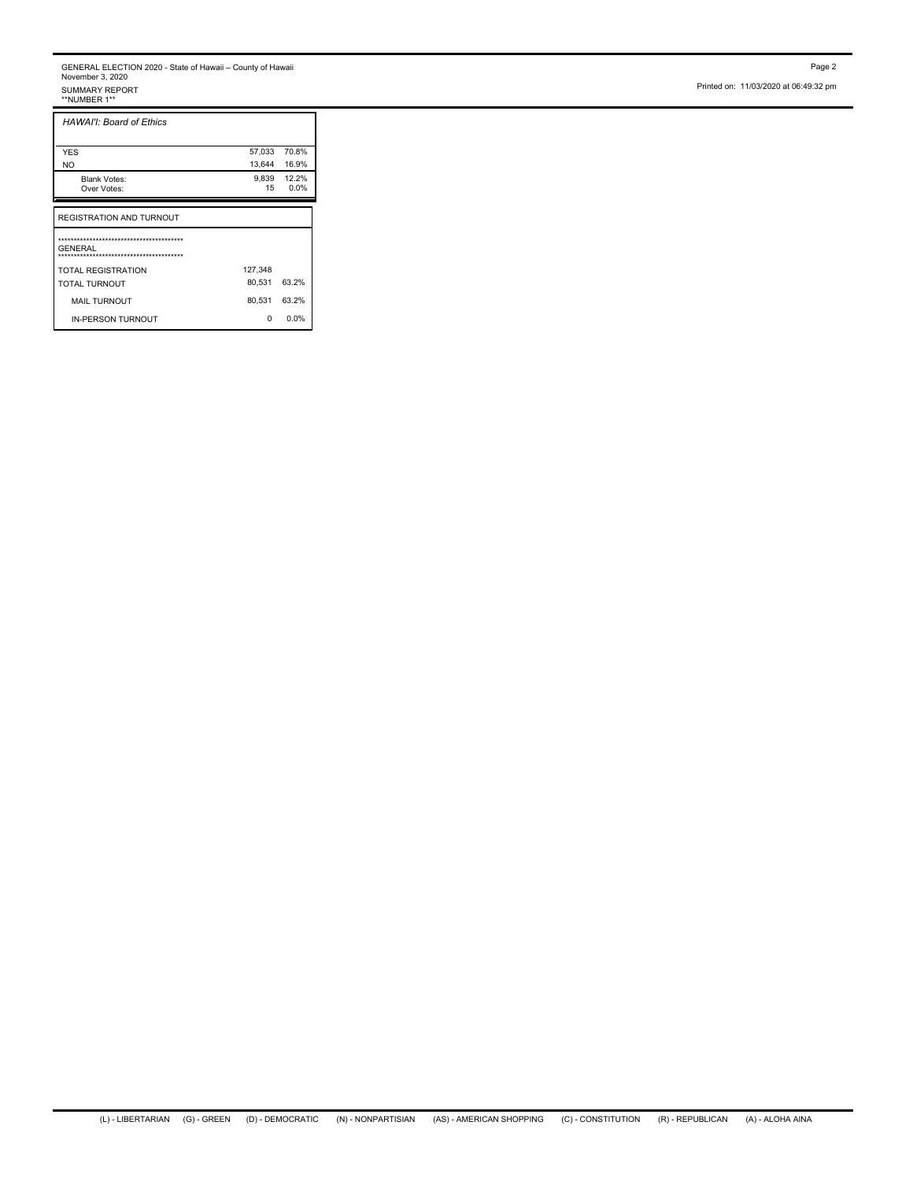*HAWAI'I: Board of Ethics*

| | | |
|---|---|---|
| YES | 57,033 | 70.8% |
| NO | 13,644 | 16.9% |
| Blank Votes: | 9,839 | 12.2% |
| Over Votes: | 15 | 0.0% |

REGISTRATION AND TURNOUT

***************************************
GENERAL
***************************************

| | | |
|---|---|---|
| TOTAL REGISTRATION | 127,348 | |
| TOTAL TURNOUT | 80,531 | 63.2% |
| MAIL TURNOUT | 80,531 | 63.2% |
| IN-PERSON TURNOUT | 0 | 0.0% |

(L) - LIBERTARIAN (G) - GREEN (D) - DEMOCRATIC (N) - NONPARTISIAN (AS) - AMERICAN SHOPPING (C) - CONSTITUTION (R) - REPUBLICAN (A) - ALOHA AINA